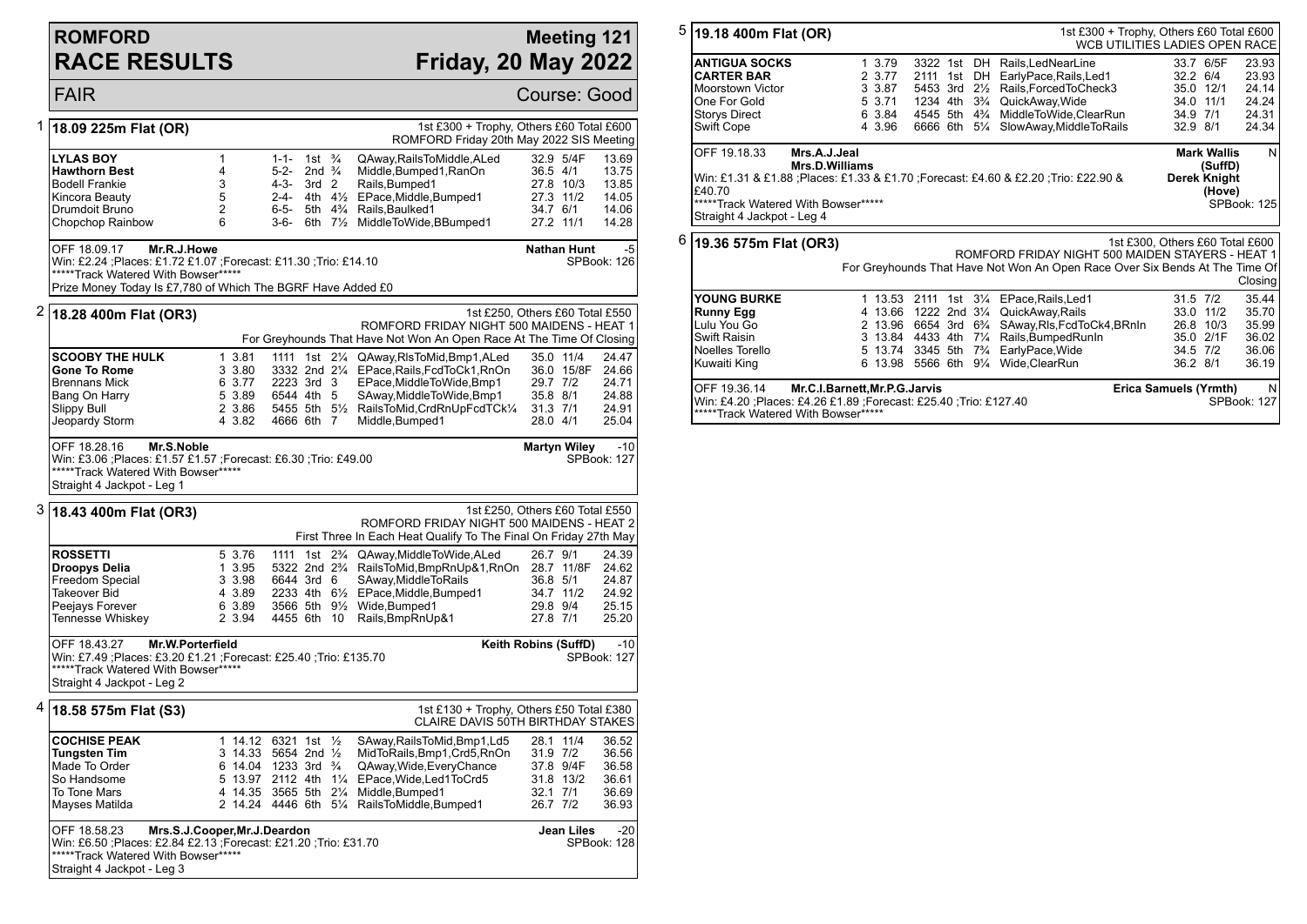# ROMFORD RACE RESULTS

**Meeting 121**
**Friday, 20 May 2022**

FAIR — Course: Good

## 1 — 18.09 225m Flat (OR)

1st £300 + Trophy, Others £60 Total £600
ROMFORD Friday 20th May 2022 SIS Meeting

| Greyhound | Trap | | Sectional | Pos | Dist | Remarks | Wt | SP | Time |
|---|---|---|---|---|---|---|---|---|---|
| **LYLAS BOY** | 1 | | 1-1- | 1st | ¾ | QAway,RailsToMiddle,ALed | 32.9 | 5/4F | 13.69 |
| **Hawthorn Best** | 4 | | 5-2- | 2nd | ¾ | Middle,Bumped1,RanOn | 36.5 | 4/1 | 13.75 |
| Bodell Frankie | 3 | | 4-3- | 3rd | 2 | Rails,Bumped1 | 27.8 | 10/3 | 13.85 |
| Kincora Beauty | 5 | | 2-4- | 4th | 4½ | EPace,Middle,Bumped1 | 27.3 | 11/2 | 14.05 |
| Drumdoit Bruno | 2 | | 6-5- | 5th | 4¾ | Rails,Baulked1 | 34.7 | 6/1 | 14.06 |
| Chopchop Rainbow | 6 | | 3-6- | 6th | 7½ | MiddleToWide,BBumped1 | 27.2 | 11/1 | 14.28 |

OFF 18.09.17 **Mr.R.J.Howe** — **Nathan Hunt** -5
Win: £2.24 ;Places: £1.72 £1.07 ;Forecast: £11.30 ;Trio: £14.10 — SPBook: 126
*****Track Watered With Bowser*****
Prize Money Today Is £7,780 of Which The BGRF Have Added £0

## 2 — 18.28 400m Flat (OR3)

1st £250, Others £60 Total £550
ROMFORD FRIDAY NIGHT 500 MAIDENS - HEAT 1
For Greyhounds That Have Not Won An Open Race At The Time Of Closing

| Greyhound | Trap | Split | Sectional | Pos | Dist | Remarks | Wt | SP | Time |
|---|---|---|---|---|---|---|---|---|---|
| **SCOOBY THE HULK** | 1 | 3.81 | 1111 | 1st | 2¼ | QAway,RlsToMid,Bmp1,ALed | 35.0 | 11/4 | 24.47 |
| **Gone To Rome** | 3 | 3.80 | 3332 | 2nd | 2¼ | EPace,Rails,FcdToCk1,RnOn | 36.0 | 15/8F | 24.66 |
| Brennans Mick | 6 | 3.77 | 2223 | 3rd | 3 | EPace,MiddleToWide,Bmp1 | 29.7 | 7/2 | 24.71 |
| Bang On Harry | 5 | 3.89 | 6544 | 4th | 5 | SAway,MiddleToWide,Bmp1 | 35.8 | 8/1 | 24.88 |
| Slippy Bull | 2 | 3.86 | 5455 | 5th | 5½ | RailsToMid,CrdRnUpFcdTCk¼ | 31.3 | 7/1 | 24.91 |
| Jeopardy Storm | 4 | 3.82 | 4666 | 6th | 7 | Middle,Bumped1 | 28.0 | 4/1 | 25.04 |

OFF 18.28.16 **Mr.S.Noble** — **Martyn Wiley** -10
Win: £3.06 ;Places: £1.57 £1.57 ;Forecast: £6.30 ;Trio: £49.00 — SPBook: 127
*****Track Watered With Bowser*****
Straight 4 Jackpot - Leg 1

## 3 — 18.43 400m Flat (OR3)

1st £250, Others £60 Total £550
ROMFORD FRIDAY NIGHT 500 MAIDENS - HEAT 2
First Three In Each Heat Qualify To The Final On Friday 27th May

| Greyhound | Trap | Split | Sectional | Pos | Dist | Remarks | Wt | SP | Time |
|---|---|---|---|---|---|---|---|---|---|
| **ROSSETTI** | 5 | 3.76 | 1111 | 1st | 2¾ | QAway,MiddleToWide,ALed | 26.7 | 9/1 | 24.39 |
| **Droopys Delia** | 1 | 3.95 | 5322 | 2nd | 2¾ | RailsToMid,BmpRnUp&1,RnOn | 28.7 | 11/8F | 24.62 |
| Freedom Special | 3 | 3.98 | 6644 | 3rd | 6 | SAway,MiddleToRails | 36.8 | 5/1 | 24.87 |
| Takeover Bid | 4 | 3.89 | 2233 | 4th | 6½ | EPace,Middle,Bumped1 | 34.7 | 11/2 | 24.92 |
| Peejays Forever | 6 | 3.89 | 3566 | 5th | 9½ | Wide,Bumped1 | 29.8 | 9/4 | 25.15 |
| Tennesse Whiskey | 2 | 3.94 | 4455 | 6th | 10 | Rails,BmpRnUp&1 | 27.8 | 7/1 | 25.20 |

OFF 18.43.27 **Mr.W.Porterfield** — **Keith Robins (SuffD)** -10
Win: £7.49 ;Places: £3.20 £1.21 ;Forecast: £25.40 ;Trio: £135.70 — SPBook: 127
*****Track Watered With Bowser*****
Straight 4 Jackpot - Leg 2

## 4 — 18.58 575m Flat (S3)

1st £130 + Trophy, Others £50 Total £380
CLAIRE DAVIS 50TH BIRTHDAY STAKES

| Greyhound | Trap | Split | Sectional | Pos | Dist | Remarks | Wt | SP | Time |
|---|---|---|---|---|---|---|---|---|---|
| **COCHISE PEAK** | 1 | 14.12 | 6321 | 1st | ½ | SAway,RailsToMid,Bmp1,Ld5 | 28.1 | 11/4 | 36.52 |
| **Tungsten Tim** | 3 | 14.33 | 5654 | 2nd | ½ | MidToRails,Bmp1,Crd5,RnOn | 31.9 | 7/2 | 36.56 |
| Made To Order | 6 | 14.04 | 1233 | 3rd | ¾ | QAway,Wide,EveryChance | 37.8 | 9/4F | 36.58 |
| So Handsome | 5 | 13.97 | 2112 | 4th | 1¼ | EPace,Wide,Led1ToCrd5 | 31.8 | 13/2 | 36.61 |
| To Tone Mars | 4 | 14.35 | 3565 | 5th | 2¼ | Middle,Bumped1 | 32.1 | 7/1 | 36.69 |
| Mayses Matilda | 2 | 14.24 | 4446 | 6th | 5¼ | RailsToMiddle,Bumped1 | 26.7 | 7/2 | 36.93 |

OFF 18.58.23 **Mrs.S.J.Cooper,Mr.J.Deardon** — **Jean Liles** -20
Win: £6.50 ;Places: £2.84 £2.13 ;Forecast: £21.20 ;Trio: £31.70 — SPBook: 128
*****Track Watered With Bowser*****
Straight 4 Jackpot - Leg 3

## 5 — 19.18 400m Flat (OR)

1st £300 + Trophy, Others £60 Total £600
WCB UTILITIES LADIES OPEN RACE

| Greyhound | Trap | Split | Sectional | Pos | Dist | Remarks | Wt | SP | Time |
|---|---|---|---|---|---|---|---|---|---|
| **ANTIGUA SOCKS** | 1 | 3.79 | 3322 | 1st | DH | Rails,LedNearLine | 33.7 | 6/5F | 23.93 |
| **CARTER BAR** | 2 | 3.77 | 2111 | 1st | DH | EarlyPace,Rails,Led1 | 32.2 | 6/4 | 23.93 |
| Moorstown Victor | 3 | 3.87 | 5453 | 3rd | 2½ | Rails,ForcedToCheck3 | 35.0 | 12/1 | 24.14 |
| One For Gold | 5 | 3.71 | 1234 | 4th | 3¾ | QuickAway,Wide | 34.0 | 11/1 | 24.24 |
| Storys Direct | 6 | 3.84 | 4545 | 5th | 4¾ | MiddleToWide,ClearRun | 34.9 | 7/1 | 24.31 |
| Swift Cope | 4 | 3.96 | 6666 | 6th | 5¼ | SlowAway,MiddleToRails | 32.9 | 8/1 | 24.34 |

OFF 19.18.33 **Mrs.A.J.Jeal** — **Mark Wallis (SuffD)** N
**Mrs.D.Williams** — **Derek Knight (Hove)**
Win: £1.31 & £1.88 ;Places: £1.33 & £1.70 ;Forecast: £4.60 & £2.20 ;Trio: £22.90 & £40.70 — SPBook: 125
*****Track Watered With Bowser*****
Straight 4 Jackpot - Leg 4

## 6 — 19.36 575m Flat (OR3)

1st £300, Others £60 Total £600
ROMFORD FRIDAY NIGHT 500 MAIDEN STAYERS - HEAT 1
For Greyhounds That Have Not Won An Open Race Over Six Bends At The Time Of Closing

| Greyhound | Trap | Split | Sectional | Pos | Dist | Remarks | Wt | SP | Time |
|---|---|---|---|---|---|---|---|---|---|
| **YOUNG BURKE** | 1 | 13.53 | 2111 | 1st | 3¼ | EPace,Rails,Led1 | 31.5 | 7/2 | 35.44 |
| **Runny Egg** | 4 | 13.66 | 1222 | 2nd | 3¼ | QuickAway,Rails | 33.0 | 11/2 | 35.70 |
| Lulu You Go | 2 | 13.96 | 6654 | 3rd | 6¾ | SAway,Rls,FcdToCk4,BRnIn | 26.8 | 10/3 | 35.99 |
| Swift Raisin | 3 | 13.84 | 4433 | 4th | 7¼ | Rails,BumpedRunIn | 35.0 | 2/1F | 36.02 |
| Noelles Torello | 5 | 13.74 | 3345 | 5th | 7¾ | EarlyPace,Wide | 34.5 | 7/2 | 36.06 |
| Kuwaiti King | 6 | 13.98 | 5566 | 6th | 9¼ | Wide,ClearRun | 36.2 | 8/1 | 36.19 |

OFF 19.36.14 **Mr.C.I.Barnett,Mr.P.G.Jarvis** — **Erica Samuels (Yrmth)** N
Win: £4.20 ;Places: £4.26 £1.89 ;Forecast: £25.40 ;Trio: £127.40 — SPBook: 127
*****Track Watered With Bowser*****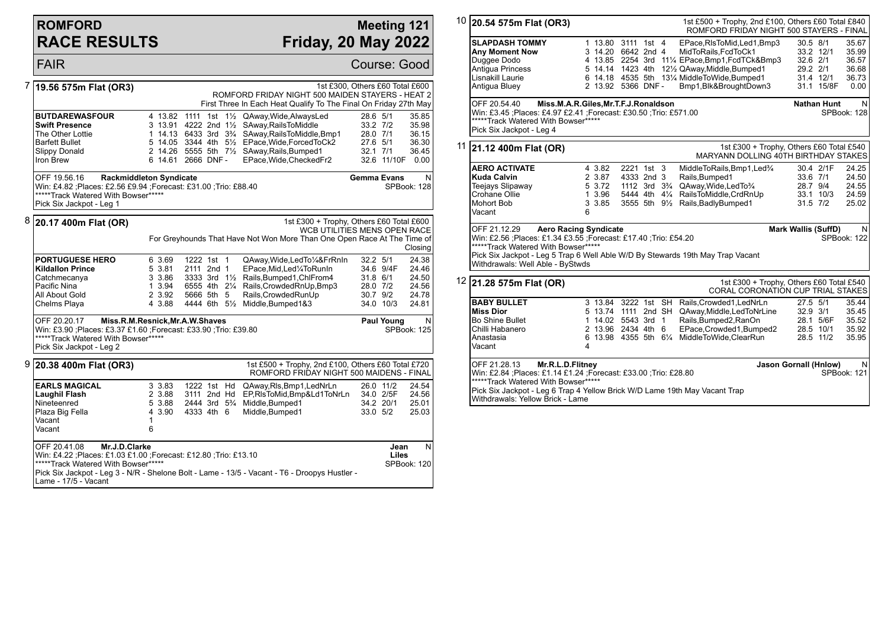# ROMFORD RACE RESULTS

## Meeting 121 — Friday, 20 May 2022

FAIR — Course: Good

### 7 — 19.56 575m Flat (OR3)

1st £300, Others £60 Total £600
ROMFORD FRIDAY NIGHT 500 MAIDEN STAYERS - HEAT 2
First Three In Each Heat Qualify To The Final On Friday 27th May

| Greyhound | Trap | Sect | Bends | Pos | Dist | Remarks | Wt | SP | Time |
|---|---|---|---|---|---|---|---|---|---|
| **BUTDAREWASFOUR** | 4 | 13.82 | 1111 | 1st | 1½ | QAway,Wide,AlwaysLed | 28.6 | 5/1 | 35.85 |
| **Swift Presence** | 3 | 13.91 | 4222 | 2nd | 1½ | SAway,RailsToMiddle | 33.2 | 7/2 | 35.98 |
| The Other Lottie | 1 | 14.13 | 6433 | 3rd | 3¾ | SAway,RailsToMiddle,Bmp1 | 28.0 | 7/1 | 36.15 |
| Barfett Bullet | 5 | 14.05 | 3344 | 4th | 5½ | EPace,Wide,ForcedToCk2 | 27.6 | 5/1 | 36.30 |
| Slippy Donald | 2 | 14.26 | 5555 | 5th | 7½ | SAway,Rails,Bumped1 | 32.1 | 7/1 | 36.45 |
| Iron Brew | 6 | 14.61 | 2666 | DNF | - | EPace,Wide,CheckedFr2 | 32.6 | 11/10F | 0.00 |

OFF 19.56.16 **Rackmiddleton Syndicate** — **Gemma Evans** — N
Win: £4.82 ;Places: £2.56 £9.94 ;Forecast: £31.00 ;Trio: £88.40 — SPBook: 128
*****Track Watered With Bowser*****
Pick Six Jackpot - Leg 1

### 8 — 20.17 400m Flat (OR)

1st £300 + Trophy, Others £60 Total £600
WCB UTILITIES MENS OPEN RACE
For Greyhounds That Have Not Won More Than One Open Race At The Time of Closing

| Greyhound | Trap | Sect | Bends | Pos | Dist | Remarks | Wt | SP | Time |
|---|---|---|---|---|---|---|---|---|---|
| **PORTUGUESE HERO** | 6 | 3.69 | 1222 | 1st | 1 | QAway,Wide,LedTo¼&FrRnIn | 32.2 | 5/1 | 24.38 |
| **Kildallon Prince** | 5 | 3.81 | 2111 | 2nd | 1 | EPace,Mid,Led¼ToRunIn | 34.6 | 9/4F | 24.46 |
| Catchmecanya | 3 | 3.86 | 3333 | 3rd | 1½ | Rails,Bumped1,ChlFrom4 | 31.8 | 6/1 | 24.50 |
| Pacific Nina | 1 | 3.94 | 6555 | 4th | 2¼ | Rails,CrowdedRnUp,Bmp3 | 28.0 | 7/2 | 24.56 |
| All About Gold | 2 | 3.92 | 5666 | 5th | 5 | Rails,CrowdedRunUp | 30.7 | 9/2 | 24.78 |
| Chelms Playa | 4 | 3.88 | 4444 | 6th | 5½ | Middle,Bumped1&3 | 34.0 | 10/3 | 24.81 |

OFF 20.20.17 **Miss.R.M.Resnick,Mr.A.W.Shaves** — **Paul Young** — N
Win: £3.90 ;Places: £3.37 £1.60 ;Forecast: £33.90 ;Trio: £39.80 — SPBook: 125
*****Track Watered With Bowser*****
Pick Six Jackpot - Leg 2

### 9 — 20.38 400m Flat (OR3)

1st £500 + Trophy, 2nd £100, Others £60 Total £720
ROMFORD FRIDAY NIGHT 500 MAIDENS - FINAL

| Greyhound | Trap | Sect | Bends | Pos | Dist | Remarks | Wt | SP | Time |
|---|---|---|---|---|---|---|---|---|---|
| **EARLS MAGICAL** | 3 | 3.83 | 1222 | 1st | Hd | QAway,Rls,Bmp1,LedNrLn | 26.0 | 11/2 | 24.54 |
| **Laughil Flash** | 2 | 3.88 | 3111 | 2nd | Hd | EP,RlsToMid,Bmp&Ld1ToNrLn | 34.0 | 2/5F | 24.56 |
| Nineteenred | 5 | 3.88 | 2444 | 3rd | 5¾ | Middle,Bumped1 | 34.2 | 20/1 | 25.01 |
| Plaza Big Fella | 4 | 3.90 | 4333 | 4th | 6 | Middle,Bumped1 | 33.0 | 5/2 | 25.03 |
| Vacant | 1 | | | | | | | | |
| Vacant | 6 | | | | | | | | |

OFF 20.41.08 **Mr.J.D.Clarke** — **Jean Liles** — N
Win: £4.22 ;Places: £1.03 £1.00 ;Forecast: £12.80 ;Trio: £13.10 — SPBook: 120
*****Track Watered With Bowser*****
Pick Six Jackpot - Leg 3 - N/R - Shelone Bolt - Lame - 13/5 - Vacant - T6 - Droopys Hustler - Lame - 17/5 - Vacant

### 10 — 20.54 575m Flat (OR3)

1st £500 + Trophy, 2nd £100, Others £60 Total £840
ROMFORD FRIDAY NIGHT 500 STAYERS - FINAL

| Greyhound | Trap | Sect | Bends | Pos | Dist | Remarks | Wt | SP | Time |
|---|---|---|---|---|---|---|---|---|---|
| **SLAPDASH TOMMY** | 1 | 13.80 | 3111 | 1st | 4 | EPace,RlsToMid,Led1,Bmp3 | 30.5 | 8/1 | 35.67 |
| **Any Moment Now** | 3 | 14.20 | 6642 | 2nd | 4 | MidToRails,FcdToCk1 | 33.2 | 12/1 | 35.99 |
| Duggee Dodo | 4 | 13.85 | 2254 | 3rd | 11¼ | EPace,Bmp1,FcdTCk&Bmp3 | 32.6 | 2/1 | 36.57 |
| Antigua Princess | 5 | 14.14 | 1423 | 4th | 12½ | QAway,Middle,Bumped1 | 29.2 | 2/1 | 36.68 |
| Lisnakill Laurie | 6 | 14.18 | 4535 | 5th | 13¼ | MiddleToWide,Bumped1 | 31.4 | 12/1 | 36.73 |
| Antigua Bluey | 2 | 13.92 | 5366 | DNF | - | Bmp1,Blk&BroughtDown3 | 31.1 | 15/8F | 0.00 |

OFF 20.54.40 **Miss.M.A.R.Giles,Mr.T.F.J.Ronaldson** — **Nathan Hunt** — N
Win: £3.45 ;Places: £4.97 £2.41 ;Forecast: £30.50 ;Trio: £571.00 — SPBook: 128
*****Track Watered With Bowser*****
Pick Six Jackpot - Leg 4

### 11 — 21.12 400m Flat (OR)

1st £300 + Trophy, Others £60 Total £540
MARYANN DOLLING 40TH BIRTHDAY STAKES

| Greyhound | Trap | Sect | Bends | Pos | Dist | Remarks | Wt | SP | Time |
|---|---|---|---|---|---|---|---|---|---|
| **AERO ACTIVATE** | 4 | 3.82 | 2221 | 1st | 3 | MiddleToRails,Bmp1,Led¾ | 30.4 | 2/1F | 24.25 |
| **Kuda Calvin** | 2 | 3.87 | 4333 | 2nd | 3 | Rails,Bumped1 | 33.6 | 7/1 | 24.50 |
| Teejays Slipaway | 5 | 3.72 | 1112 | 3rd | 3¾ | QAway,Wide,LedTo¾ | 28.7 | 9/4 | 24.55 |
| Crohane Ollie | 1 | 3.96 | 5444 | 4th | 4¼ | RailsToMiddle,CrdRnUp | 33.1 | 10/3 | 24.59 |
| Mohort Bob | 3 | 3.85 | 3555 | 5th | 9½ | Rails,BadlyBumped1 | 31.5 | 7/2 | 25.02 |
| Vacant | 6 | | | | | | | | |

OFF 21.12.29 **Aero Racing Syndicate** — **Mark Wallis (SuffD)** — N
Win: £2.56 ;Places: £1.34 £3.55 ;Forecast: £17.40 ;Trio: £54.20 — SPBook: 122
*****Track Watered With Bowser*****
Pick Six Jackpot - Leg 5 Trap 6 Well Able W/D By Stewards 19th May Trap Vacant
Withdrawals: Well Able - ByStwds

### 12 — 21.28 575m Flat (OR)

1st £300 + Trophy, Others £60 Total £540
CORAL CORONATION CUP TRIAL STAKES

| Greyhound | Trap | Sect | Bends | Pos | Dist | Remarks | Wt | SP | Time |
|---|---|---|---|---|---|---|---|---|---|
| **BABY BULLET** | 3 | 13.84 | 3222 | 1st | SH | Rails,Crowded1,LedNrLn | 27.5 | 5/1 | 35.44 |
| **Miss Dior** | 5 | 13.74 | 1111 | 2nd | SH | QAway,Middle,LedToNrLine | 32.9 | 3/1 | 35.45 |
| Bo Shine Bullet | 1 | 14.02 | 5543 | 3rd | 1 | Rails,Bumped2,RanOn | 28.1 | 5/6F | 35.52 |
| Chilli Habanero | 2 | 13.96 | 2434 | 4th | 6 | EPace,Crowded1,Bumped2 | 28.5 | 10/1 | 35.92 |
| Anastasia | 6 | 13.98 | 4355 | 5th | 6¼ | MiddleToWide,ClearRun | 28.5 | 11/2 | 35.95 |
| Vacant | 4 | | | | | | | | |

OFF 21.28.13 **Mr.R.L.D.Flitney** — **Jason Gornall (Hnlow)** — N
Win: £2.84 ;Places: £1.14 £1.24 ;Forecast: £33.00 ;Trio: £28.80 — SPBook: 121
*****Track Watered With Bowser*****
Pick Six Jackpot - Leg 6 Trap 4 Yellow Brick W/D Lame 19th May Vacant Trap
Withdrawals: Yellow Brick - Lame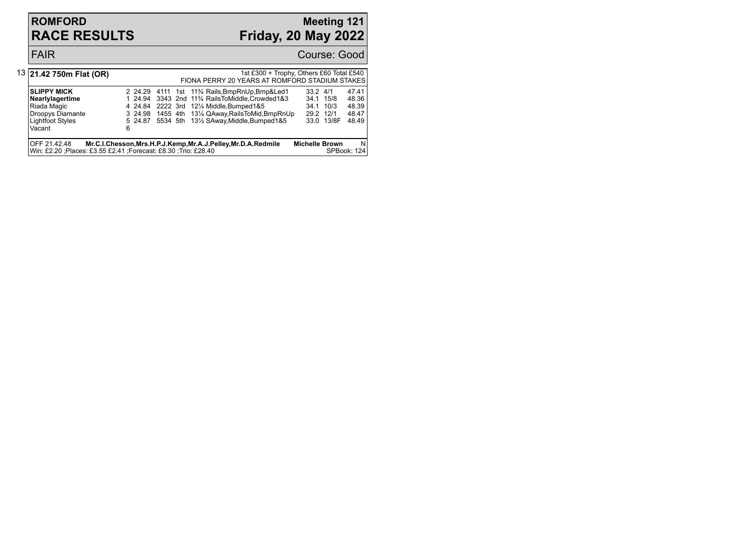# ROMFORD RACE RESULTS

**Meeting 121**
**Friday, 20 May 2022**

FAIR — Course: Good

13 **21.42 750m Flat (OR)** — 1st £300 + Trophy, Others £60 Total £540
FIONA PERRY 20 YEARS AT ROMFORD STADIUM STAKES

| | | | | | | | | | |
|---|---|---|---|---|---|---|---|---|---|
| **SLIPPY MICK** | 2 | 24.29 | 4111 | 1st | 11¾ | Rails,BmpRnUp,Bmp&Led1 | 33.2 | 4/1 | 47.41 |
| **Nearlylagertime** | 1 | 24.94 | 3343 | 2nd | 11¾ | RailsToMiddle,Crowded1&3 | 34.1 | 15/8 | 48.36 |
| Riada Magic | 4 | 24.84 | 2222 | 3rd | 12¼ | Middle,Bumped1&5 | 34.1 | 10/3 | 48.39 |
| Droopys Diamante | 3 | 24.98 | 1455 | 4th | 13¼ | QAway,RailsToMid,BmpRnUp | 29.2 | 12/1 | 48.47 |
| Lightfoot Styles | 5 | 24.87 | 5534 | 5th | 13½ | SAway,Middle,Bumped1&5 | 33.0 | 13/8F | 48.49 |
| Vacant | 6 | | | | | | | | |

OFF 21.42.48 **Mr.C.I.Chesson,Mrs.H.P.J.Kemp,Mr.A.J.Pelley,Mr.D.A.Redmile** **Michelle Brown** N
Win: £2.20 ;Places: £3.55 £2.41 ;Forecast: £8.30 ;Trio: £28.40 SPBook: 124